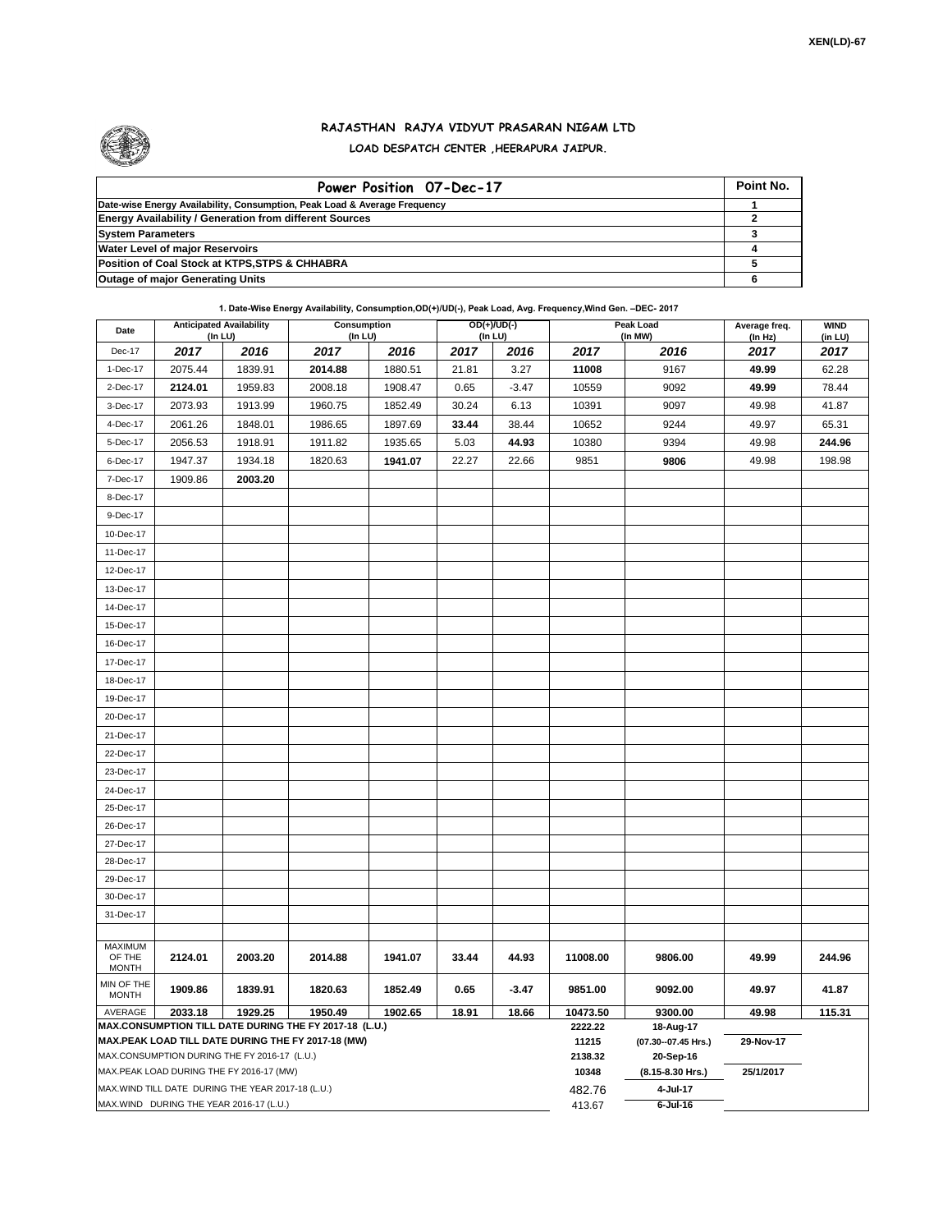XEN(LD)-67

# RAJASTHAN RAJYA VIDYUT PRASARAN NIGAM LTD

## LOAD DESPATCH CENTER ,HEERAPURA JAIPUR.

| Power Position 07-Dec-17 | Point No. |
|---|---|
| Date-wise Energy Availability, Consumption, Peak Load & Average Frequency | 1 |
| Energy Availability / Generation from different Sources | 2 |
| System Parameters | 3 |
| Water Level of major Reservoirs | 4 |
| Position of Coal Stock at KTPS,STPS & CHHABRA | 5 |
| Outage of major Generating Units | 6 |

**1. Date-Wise Energy Availability, Consumption,OD(+)/UD(-), Peak Load, Avg. Frequency,Wind Gen. –DEC- 2017**

| Date | Anticipated Availability (In LU) | | Consumption (In LU) | | OD(+)/UD(-) (In LU) | | Peak Load (In MW) | | Average freq. (In Hz) | WIND (in LU) |
|---|---|---|---|---|---|---|---|---|---|---|
| Dec-17 | 2017 | 2016 | 2017 | 2016 | 2017 | 2016 | 2017 | 2016 | 2017 | 2017 |
| 1-Dec-17 | 2075.44 | 1839.91 | **2014.88** | 1880.51 | 21.81 | 3.27 | **11008** | 9167 | **49.99** | 62.28 |
| 2-Dec-17 | **2124.01** | 1959.83 | 2008.18 | 1908.47 | 0.65 | -3.47 | 10559 | 9092 | **49.99** | 78.44 |
| 3-Dec-17 | 2073.93 | 1913.99 | 1960.75 | 1852.49 | 30.24 | 6.13 | 10391 | 9097 | 49.98 | 41.87 |
| 4-Dec-17 | 2061.26 | 1848.01 | 1986.65 | 1897.69 | **33.44** | 38.44 | 10652 | 9244 | 49.97 | 65.31 |
| 5-Dec-17 | 2056.53 | 1918.91 | 1911.82 | 1935.65 | 5.03 | **44.93** | 10380 | 9394 | 49.98 | **244.96** |
| 6-Dec-17 | 1947.37 | 1934.18 | 1820.63 | **1941.07** | 22.27 | 22.66 | 9851 | **9806** | 49.98 | 198.98 |
| 7-Dec-17 | 1909.86 | **2003.20** | | | | | | | | |
| 8-Dec-17 | | | | | | | | | | |
| 9-Dec-17 | | | | | | | | | | |
| 10-Dec-17 | | | | | | | | | | |
| 11-Dec-17 | | | | | | | | | | |
| 12-Dec-17 | | | | | | | | | | |
| 13-Dec-17 | | | | | | | | | | |
| 14-Dec-17 | | | | | | | | | | |
| 15-Dec-17 | | | | | | | | | | |
| 16-Dec-17 | | | | | | | | | | |
| 17-Dec-17 | | | | | | | | | | |
| 18-Dec-17 | | | | | | | | | | |
| 19-Dec-17 | | | | | | | | | | |
| 20-Dec-17 | | | | | | | | | | |
| 21-Dec-17 | | | | | | | | | | |
| 22-Dec-17 | | | | | | | | | | |
| 23-Dec-17 | | | | | | | | | | |
| 24-Dec-17 | | | | | | | | | | |
| 25-Dec-17 | | | | | | | | | | |
| 26-Dec-17 | | | | | | | | | | |
| 27-Dec-17 | | | | | | | | | | |
| 28-Dec-17 | | | | | | | | | | |
| 29-Dec-17 | | | | | | | | | | |
| 30-Dec-17 | | | | | | | | | | |
| 31-Dec-17 | | | | | | | | | | |
| MAXIMUM OF THE MONTH | 2124.01 | 2003.20 | 2014.88 | 1941.07 | 33.44 | 44.93 | 11008.00 | 9806.00 | 49.99 | 244.96 |
| MIN OF THE MONTH | 1909.86 | 1839.91 | 1820.63 | 1852.49 | 0.65 | -3.47 | 9851.00 | 9092.00 | 49.97 | 41.87 |
| AVERAGE | 2033.18 | 1929.25 | 1950.49 | 1902.65 | 18.91 | 18.66 | 10473.50 | 9300.00 | 49.98 | 115.31 |

| | | | |
|---|---|---|---|
| MAX.CONSUMPTION TILL DATE DURING THE FY 2017-18 (L.U.) | 2222.22 | 18-Aug-17 | |
| MAX.PEAK LOAD TILL DATE DURING THE FY 2017-18 (MW) | 11215 | (07.30--07.45 Hrs.) | 29-Nov-17 |
| MAX.CONSUMPTION DURING THE FY 2016-17 (L.U.) | 2138.32 | 20-Sep-16 | |
| MAX.PEAK LOAD DURING THE FY 2016-17 (MW) | 10348 | (8.15-8.30 Hrs.) | 25/1/2017 |
| MAX.WIND TILL DATE DURING THE YEAR 2017-18 (L.U.) | 482.76 | 4-Jul-17 | |
| MAX.WIND DURING THE YEAR 2016-17 (L.U.) | 413.67 | 6-Jul-16 | |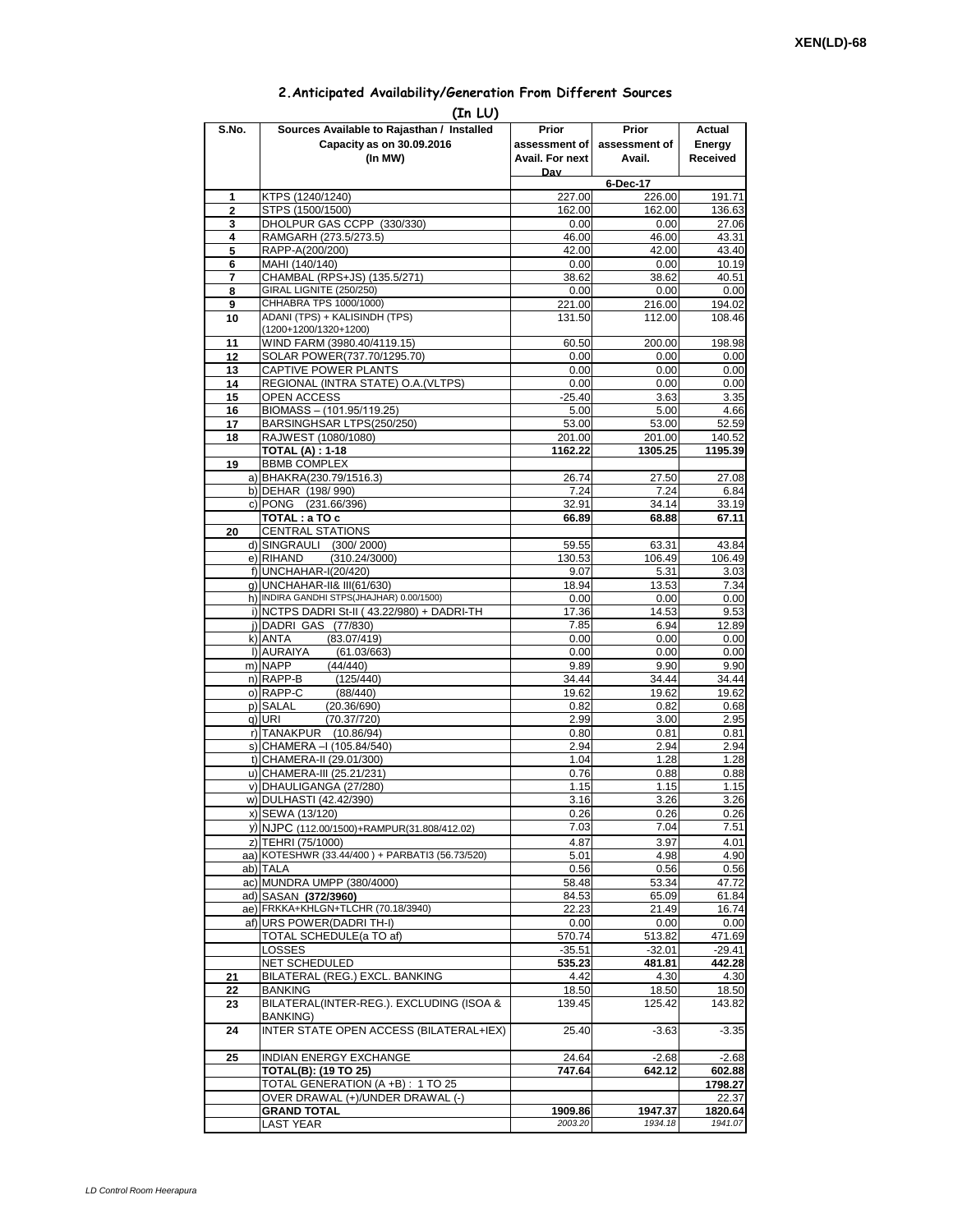XEN(LD)-68

## 2.Anticipated Availability/Generation From Different Sources

**(In LU)**

| S.No. | Sources Available to Rajasthan / Installed Capacity as on 30.09.2016 (In MW) | Prior assessment of Avail. For next Day | Prior assessment of Avail. | Actual Energy Received |
|---|---|---|---|---|
| | | | 6-Dec-17 | |
| 1 | KTPS (1240/1240) | 227.00 | 226.00 | 191.71 |
| 2 | STPS (1500/1500) | 162.00 | 162.00 | 136.63 |
| 3 | DHOLPUR GAS CCPP (330/330) | 0.00 | 0.00 | 27.06 |
| 4 | RAMGARH (273.5/273.5) | 46.00 | 46.00 | 43.31 |
| 5 | RAPP-A(200/200) | 42.00 | 42.00 | 43.40 |
| 6 | MAHI (140/140) | 0.00 | 0.00 | 10.19 |
| 7 | CHAMBAL (RPS+JS) (135.5/271) | 38.62 | 38.62 | 40.51 |
| 8 | GIRAL LIGNITE (250/250) | 0.00 | 0.00 | 0.00 |
| 9 | CHHABRA TPS 1000/1000) | 221.00 | 216.00 | 194.02 |
| 10 | ADANI (TPS) + KALISINDH (TPS) (1200+1200/1320+1200) | 131.50 | 112.00 | 108.46 |
| 11 | WIND FARM (3980.40/4119.15) | 60.50 | 200.00 | 198.98 |
| 12 | SOLAR POWER(737.70/1295.70) | 0.00 | 0.00 | 0.00 |
| 13 | CAPTIVE POWER PLANTS | 0.00 | 0.00 | 0.00 |
| 14 | REGIONAL (INTRA STATE) O.A.(VLTPS) | 0.00 | 0.00 | 0.00 |
| 15 | OPEN ACCESS | -25.40 | 3.63 | 3.35 |
| 16 | BIOMASS – (101.95/119.25) | 5.00 | 5.00 | 4.66 |
| 17 | BARSINGHSAR LTPS(250/250) | 53.00 | 53.00 | 52.59 |
| 18 | RAJWEST (1080/1080) | 201.00 | 201.00 | 140.52 |
| | **TOTAL (A) : 1-18** | **1162.22** | **1305.25** | **1195.39** |
| 19 | BBMB COMPLEX | | | |
| a) | BHAKRA(230.79/1516.3) | 26.74 | 27.50 | 27.08 |
| b) | DEHAR (198/ 990) | 7.24 | 7.24 | 6.84 |
| c) | PONG (231.66/396) | 32.91 | 34.14 | 33.19 |
| | **TOTAL : a TO c** | **66.89** | **68.88** | **67.11** |
| 20 | CENTRAL STATIONS | | | |
| d) | SINGRAULI (300/ 2000) | 59.55 | 63.31 | 43.84 |
| e) | RIHAND (310.24/3000) | 130.53 | 106.49 | 106.49 |
| f) | UNCHAHAR-I(20/420) | 9.07 | 5.31 | 3.03 |
| g) | UNCHAHAR-II& III(61/630) | 18.94 | 13.53 | 7.34 |
| h) | INDIRA GANDHI STPS(JHAJHAR) 0.00/1500) | 0.00 | 0.00 | 0.00 |
| i) | NCTPS DADRI St-II ( 43.22/980) + DADRI-TH | 17.36 | 14.53 | 9.53 |
| j) | DADRI GAS (77/830) | 7.85 | 6.94 | 12.89 |
| k) | ANTA (83.07/419) | 0.00 | 0.00 | 0.00 |
| l) | AURAIYA (61.03/663) | 0.00 | 0.00 | 0.00 |
| m) | NAPP (44/440) | 9.89 | 9.90 | 9.90 |
| n) | RAPP-B (125/440) | 34.44 | 34.44 | 34.44 |
| o) | RAPP-C (88/440) | 19.62 | 19.62 | 19.62 |
| p) | SALAL (20.36/690) | 0.82 | 0.82 | 0.68 |
| q) | URI (70.37/720) | 2.99 | 3.00 | 2.95 |
| r) | TANAKPUR (10.86/94) | 0.80 | 0.81 | 0.81 |
| s) | CHAMERA –I (105.84/540) | 2.94 | 2.94 | 2.94 |
| t) | CHAMERA-II (29.01/300) | 1.04 | 1.28 | 1.28 |
| u) | CHAMERA-III (25.21/231) | 0.76 | 0.88 | 0.88 |
| v) | DHAULIGANGA (27/280) | 1.15 | 1.15 | 1.15 |
| w) | DULHASTI (42.42/390) | 3.16 | 3.26 | 3.26 |
| x) | SEWA (13/120) | 0.26 | 0.26 | 0.26 |
| y) | NJPC (112.00/1500)+RAMPUR(31.808/412.02) | 7.03 | 7.04 | 7.51 |
| z) | TEHRI (75/1000) | 4.87 | 3.97 | 4.01 |
| aa) | KOTESHWR (33.44/400 ) + PARBATI3 (56.73/520) | 5.01 | 4.98 | 4.90 |
| ab) | TALA | 0.56 | 0.56 | 0.56 |
| ac) | MUNDRA UMPP (380/4000) | 58.48 | 53.34 | 47.72 |
| ad) | SASAN **(372/3960)** | 84.53 | 65.09 | 61.84 |
| ae) | FRKKA+KHLGN+TLCHR (70.18/3940) | 22.23 | 21.49 | 16.74 |
| af) | URS POWER(DADRI TH-I) | 0.00 | 0.00 | 0.00 |
| | TOTAL SCHEDULE(a TO af) | 570.74 | 513.82 | 471.69 |
| | LOSSES | -35.51 | -32.01 | -29.41 |
| | **NET SCHEDULED** | **535.23** | **481.81** | **442.28** |
| 21 | BILATERAL (REG.) EXCL. BANKING | 4.42 | 4.30 | 4.30 |
| 22 | BANKING | 18.50 | 18.50 | 18.50 |
| 23 | BILATERAL(INTER-REG.). EXCLUDING (ISOA & BANKING) | 139.45 | 125.42 | 143.82 |
| 24 | INTER STATE OPEN ACCESS (BILATERAL+IEX) | 25.40 | -3.63 | -3.35 |
| 25 | INDIAN ENERGY EXCHANGE | 24.64 | -2.68 | -2.68 |
| | **TOTAL(B): (19 TO 25)** | **747.64** | **642.12** | **602.88** |
| | TOTAL GENERATION (A +B) : 1 TO 25 | | | **1798.27** |
| | OVER DRAWAL (+)/UNDER DRAWAL (-) | | | 22.37 |
| | **GRAND TOTAL** | **1909.86** | **1947.37** | **1820.64** |
| | LAST YEAR | *2003.20* | *1934.18* | *1941.07* |

*LD Control Room Heerapura*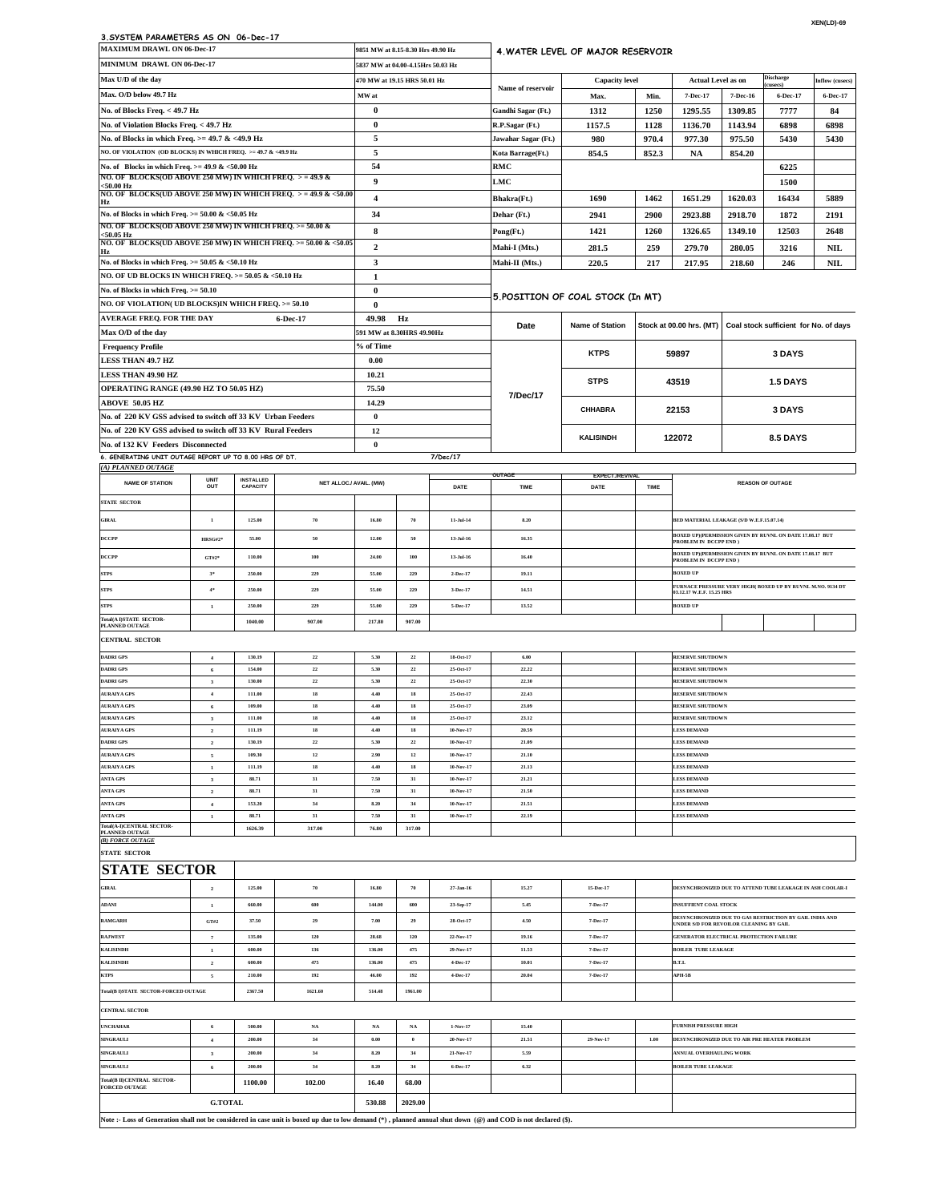XEN(LD)-69

### 3.SYSTEM PARAMETERS AS ON 06-Dec-17

| | |
|---|---|
| MAXIMUM DRAWL ON 06-Dec-17 | 9851 MW at 8.15-8.30 Hrs 49.90 Hz |
| MINIMUM DRAWL ON 06-Dec-17 | 5837 MW at 04.00-4.15Hrs 50.03 Hz |
| Max U/D of the day | 470 MW at 19.15 HRS 50.01 Hz |
| Max. O/D below 49.7 Hz | MW at |
| No. of Blocks Freq. < 49.7 Hz | 0 |
| No. of Violation Blocks Freq. < 49.7 Hz | 0 |
| No. of Blocks in which Freq. >= 49.7 & <49.9 Hz | 5 |
| NO. OF VIOLATION (OD BLOCKS) IN WHICH FREQ. >= 49.7 & <49.9 Hz | 5 |
| No. of Blocks in which Freq. >= 49.9 & <50.00 Hz | 54 |
| NO. OF BLOCKS(OD ABOVE 250 MW) IN WHICH FREQ. >= 49.9 & <50.00 Hz | 9 |
| NO. OF BLOCKS(UD ABOVE 250 MW) IN WHICH FREQ. >= 49.9 & <50.00 Hz | 4 |
| No. of Blocks in which Freq. >= 50.00 & <50.05 Hz | 34 |
| NO. OF BLOCKS(OD ABOVE 250 MW) IN WHICH FREQ. >= 50.00 & <50.05 Hz | 8 |
| NO. OF BLOCKS(UD ABOVE 250 MW) IN WHICH FREQ. >= 50.00 & <50.05 Hz | 2 |
| No. of Blocks in which Freq. >= 50.05 & <50.10 Hz | 3 |
| NO. OF UD BLOCKS IN WHICH FREQ. >= 50.05 & <50.10 Hz | 1 |
| No. of Blocks in which Freq. >= 50.10 | 0 |
| NO. OF VIOLATION( UD BLOCKS)IN WHICH FREQ. >= 50.10 | 0 |
| AVERAGE FREQ. FOR THE DAY 6-Dec-17 | 49.98 Hz |
| Max O/D of the day | 591 MW at 8.30HRS 49.90Hz |
| Frequency Profile | % of Time |
| LESS THAN 49.7 HZ | 0.00 |
| LESS THAN 49.90 HZ | 10.21 |
| OPERATING RANGE (49.90 HZ TO 50.05 HZ) | 75.50 |
| ABOVE 50.05 HZ | 14.29 |
| No. of 220 KV GSS advised to switch off 33 KV Urban Feeders | 0 |
| No. of 220 KV GSS advised to switch off 33 KV Rural Feeders | 12 |
| No. of 132 KV Feeders Disconnected | 0 |

### 4.WATER LEVEL OF MAJOR RESERVOIR

| Name of reservoir | Capacity level Max. | Capacity level Min. | Actual Level as on 7-Dec-17 | Actual Level as on 7-Dec-16 | Discharge (cusecs) 6-Dec-17 | Inflow (cusecs) 6-Dec-17 |
|---|---|---|---|---|---|---|
| Gandhi Sagar (Ft.) | 1312 | 1250 | 1295.55 | 1309.85 | 7777 | 84 |
| R.P.Sagar (Ft.) | 1157.5 | 1128 | 1136.70 | 1143.94 | 6898 | 6898 |
| Jawahar Sagar (Ft.) | 980 | 970.4 | 977.30 | 975.50 | 5430 | 5430 |
| Kota Barrage(Ft.) | 854.5 | 852.3 | NA | 854.20 | | |
| RMC | | | | | 6225 | |
| LMC | | | | | 1500 | |
| Bhakra(Ft.) | 1690 | 1462 | 1651.29 | 1620.03 | 16434 | 5889 |
| Dehar (Ft.) | 2941 | 2900 | 2923.88 | 2918.70 | 1872 | 2191 |
| Pong(Ft.) | 1421 | 1260 | 1326.65 | 1349.10 | 12503 | 2648 |
| Mahi-I (Mts.) | 281.5 | 259 | 279.70 | 280.05 | 3216 | NIL |
| Mahi-II (Mts.) | 220.5 | 217 | 217.95 | 218.60 | 246 | NIL |

### 5.POSITION OF COAL STOCK (In MT)

| Date | Name of Station | Stock at 00.00 hrs. (MT) | Coal stock sufficient for No. of days |
|---|---|---|---|
| 7/Dec/17 | KTPS | 59897 | 3 DAYS |
| | STPS | 43519 | 1.5 DAYS |
| | CHHABRA | 22153 | 3 DAYS |
| | KALISINDH | 122072 | 8.5 DAYS |

### 6. GENERATING UNIT OUTAGE REPORT UP TO 8.00 HRS OF DT. 7/Dec/17

| NAME OF STATION | UNIT OUT | INSTALLED CAPACITY | NET ALLOC./ AVAIL. (MW) | | | OUTAGE DATE | OUTAGE TIME | EXPECT./REVIVAL DATE | EXPECT./REVIVAL TIME | REASON OF OUTAGE |
|---|---|---|---|---|---|---|---|---|---|---|
| ***(A) PLANNED OUTAGE*** | | | | | | | | | | |
| **STATE SECTOR** | | | | | | | | | | |
| GIRAL | 1 | 125.00 | 70 | 16.80 | 70 | 11-Jul-14 | 8.20 | | | BED MATERIAL LEAKAGE (S/D W.E.F.15.07.14) |
| DCCPP | HRSG#2* | 55.00 | 50 | 12.00 | 50 | 13-Jul-16 | 16.35 | | | BOXED UP(PERMISSION GIVEN BY RUVNL ON DATE 17.08.17 BUT PROBLEM IN DCCPP END ) |
| DCCPP | GT#2* | 110.00 | 100 | 24.00 | 100 | 13-Jul-16 | 16.40 | | | BOXED UP(PERMISSION GIVEN BY RUVNL ON DATE 17.08.17 BUT PROBLEM IN DCCPP END ) |
| STPS | 3* | 250.00 | 229 | 55.00 | 229 | 2-Dec-17 | 19.11 | | | BOXED UP |
| STPS | 4* | 250.00 | 229 | 55.00 | 229 | 3-Dec-17 | 14.51 | | | FURNACE PRESSURE VERY HIGH( BOXED UP BY RUVNL M.NO. 9134 DT 03.12.17 W.E.F. 15.25 HRS |
| STPS | 1 | 250.00 | 229 | 55.00 | 229 | 5-Dec-17 | 13.52 | | | BOXED UP |
| Total(A I)STATE SECTOR-PLANNED OUTAGE | | 1040.00 | 907.00 | 217.80 | 907.00 | | | | | |
| **CENTRAL SECTOR** | | | | | | | | | | |
| DADRI GPS | 4 | 130.19 | 22 | 5.30 | 22 | 18-Oct-17 | 6.00 | | | RESERVE SHUTDOWN |
| DADRI GPS | 6 | 154.00 | 22 | 5.30 | 22 | 25-Oct-17 | 22.22 | | | RESERVE SHUTDOWN |
| DADRI GPS | 3 | 130.00 | 22 | 5.30 | 22 | 25-Oct-17 | 22.30 | | | RESERVE SHUTDOWN |
| AURAIYA GPS | 4 | 111.00 | 18 | 4.40 | 18 | 25-Oct-17 | 22.43 | | | RESERVE SHUTDOWN |
| AURAIYA GPS | 6 | 109.00 | 18 | 4.40 | 18 | 25-Oct-17 | 23.09 | | | RESERVE SHUTDOWN |
| AURAIYA GPS | 3 | 111.00 | 18 | 4.40 | 18 | 25-Oct-17 | 23.12 | | | RESERVE SHUTDOWN |
| AURAIYA GPS | 2 | 111.19 | 18 | 4.40 | 18 | 10-Nov-17 | 20.59 | | | LESS DEMAND |
| DADRI GPS | 2 | 130.19 | 22 | 5.30 | 22 | 10-Nov-17 | 21.09 | | | LESS DEMAND |
| AURAIYA GPS | 5 | 109.30 | 12 | 2.90 | 12 | 10-Nov-17 | 21.10 | | | LESS DEMAND |
| AURAIYA GPS | 1 | 111.19 | 18 | 4.40 | 18 | 10-Nov-17 | 21.13 | | | LESS DEMAND |
| ANTA GPS | 3 | 88.71 | 31 | 7.50 | 31 | 10-Nov-17 | 21.21 | | | LESS DEMAND |
| ANTA GPS | 2 | 88.71 | 31 | 7.50 | 31 | 10-Nov-17 | 21.50 | | | LESS DEMAND |
| ANTA GPS | 4 | 153.20 | 34 | 8.20 | 34 | 10-Nov-17 | 21.51 | | | LESS DEMAND |
| ANTA GPS | 1 | 88.71 | 31 | 7.50 | 31 | 10-Nov-17 | 22.19 | | | LESS DEMAND |
| Total(A-I)CENTRAL SECTOR-PLANNED OUTAGE | | 1626.39 | 317.00 | 76.80 | 317.00 | | | | | |
| ***(B) FORCE OUTAGE*** | | | | | | | | | | |
| **STATE SECTOR** | | | | | | | | | | |
| GIRAL | 2 | 125.00 | 70 | 16.80 | 70 | 27-Jan-16 | 15.27 | 15-Dec-17 | | DESYNCHRONIZED DUE TO ATTEND TUBE LEAKAGE IN ASH COOLAR-I |
| ADANI | 1 | 660.00 | 600 | 144.00 | 600 | 23-Sep-17 | 5.45 | 7-Dec-17 | | INSUFFIENT COAL STOCK |
| RAMGARH | GT#2 | 37.50 | 29 | 7.00 | 29 | 28-Oct-17 | 4.50 | 7-Dec-17 | | DESYNCHRONIZED DUE TO GAS RESTRICTION BY GAIL INDIA AND UNDER S/D FOR REVOILOR CLEANING BY GAIL |
| RAJWEST | 7 | 135.00 | 120 | 28.68 | 120 | 22-Nov-17 | 19.16 | 7-Dec-17 | | GENERATOR ELECTRICAL PROTECTION FAILURE |
| KALISINDH | 1 | 600.00 | 136 | 136.00 | 475 | 29-Nov-17 | 11.53 | 7-Dec-17 | | BOILER TUBE LEAKAGE |
| KALISINDH | 2 | 600.00 | 475 | 136.00 | 475 | 4-Dec-17 | 10.01 | 7-Dec-17 | | B.T.L |
| KTPS | 5 | 210.00 | 192 | 46.00 | 192 | 4-Dec-17 | 20.04 | 7-Dec-17 | | APH-5B |
| Total(B I)STATE SECTOR-FORCED OUTAGE | | 2367.50 | 1621.60 | 514.48 | 1961.00 | | | | | |
| **CENTRAL SECTOR** | | | | | | | | | | |
| UNCHAHAR | 6 | 500.00 | NA | NA | NA | 1-Nov-17 | 15.40 | | | FURNISH PRESSURE HIGH |
| SINGRAULI | 4 | 200.00 | 34 | 0.00 | 0 | 20-Nov-17 | 21.51 | 29-Nov-17 | 1.00 | DESYNCHRONIZED DUE TO AIR PRE HEATER PROBLEM |
| SINGRAULI | 3 | 200.00 | 34 | 8.20 | 34 | 21-Nov-17 | 5.59 | | | ANNUAL OVERHAULING WORK |
| SINGRAULI | 6 | 200.00 | 34 | 8.20 | 34 | 6-Dec-17 | 6.32 | | | BOILER TUBE LEAKAGE |
| Total(B II)CENTRAL SECTOR-FORCED OUTAGE | | 1100.00 | 102.00 | 16.40 | 68.00 | | | | | |
| G.TOTAL | | | | 530.88 | 2029.00 | | | | | |

Note :- Loss of Generation shall not be considered in case unit is boxed up due to low demand (*) , planned annual shut down (@) and COD is not declared ($).